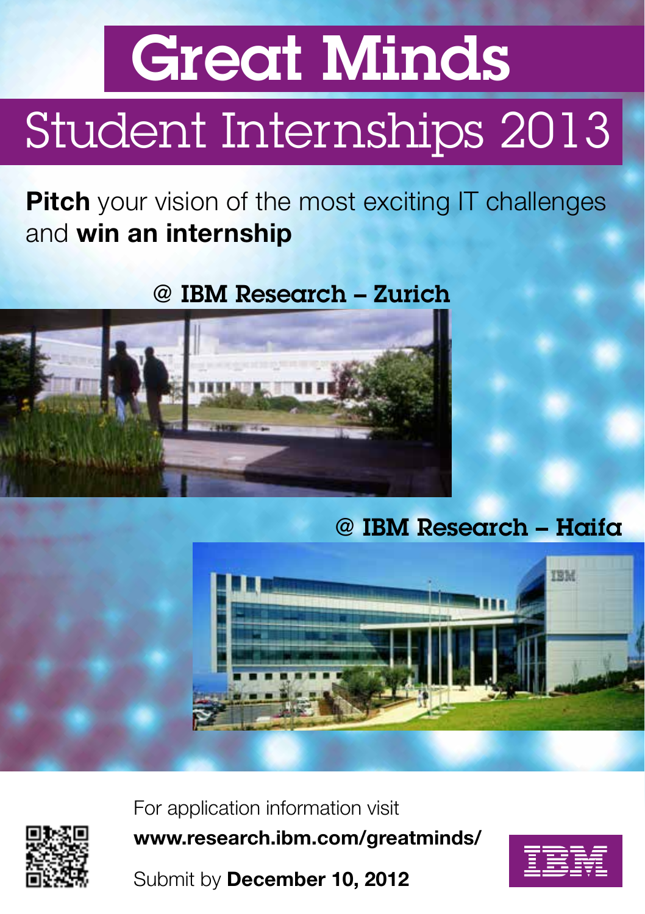# Great Minds

## Student Internships 2013

**Pitch** your vision of the most exciting IT challenges and **win an internship**

### @ IBM Research – Zurich

### @ IBM Research – Haifa

For application information visit

**www.research.ibm.com/greatminds/**

Submit by **December 10, 2012**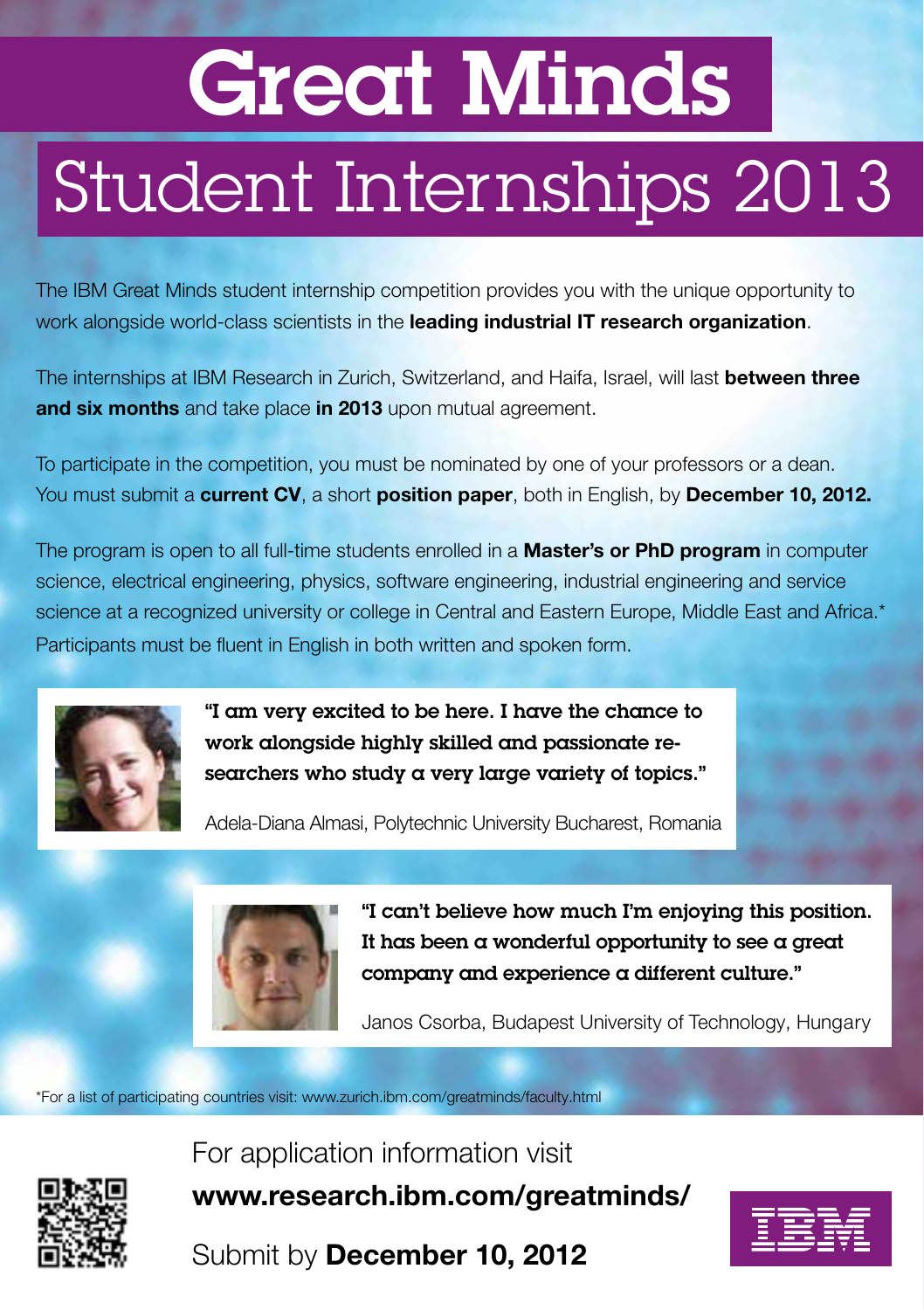# Great Minds

## Student Internships 2013

The IBM Great Minds student internship competition provides you with the unique opportunity to work alongside world-class scientists in the **leading industrial IT research organization**.

The internships at IBM Research in Zurich, Switzerland, and Haifa, Israel, will last **between three and six months** and take place **in 2013** upon mutual agreement.

To participate in the competition, you must be nominated by one of your professors or a dean. You must submit a **current CV**, a short **position paper**, both in English, by **December 10, 2012.**

The program is open to all full-time students enrolled in a **Master's or PhD program** in computer science, electrical engineering, physics, software engineering, industrial engineering and service science at a recognized university or college in Central and Eastern Europe, Middle East and Africa.* Participants must be fluent in English in both written and spoken form.

**"I am very excited to be here. I have the chance to work alongside highly skilled and passionate researchers who study a very large variety of topics."**

Adela-Diana Almasi, Polytechnic University Bucharest, Romania

**"I can't believe how much I'm enjoying this position. It has been a wonderful opportunity to see a great company and experience a different culture."**

Janos Csorba, Budapest University of Technology, Hungary

*For a list of participating countries visit: www.zurich.ibm.com/greatminds/faculty.html

For application information visit

**www.research.ibm.com/greatminds/**

Submit by **December 10, 2012**

IBM